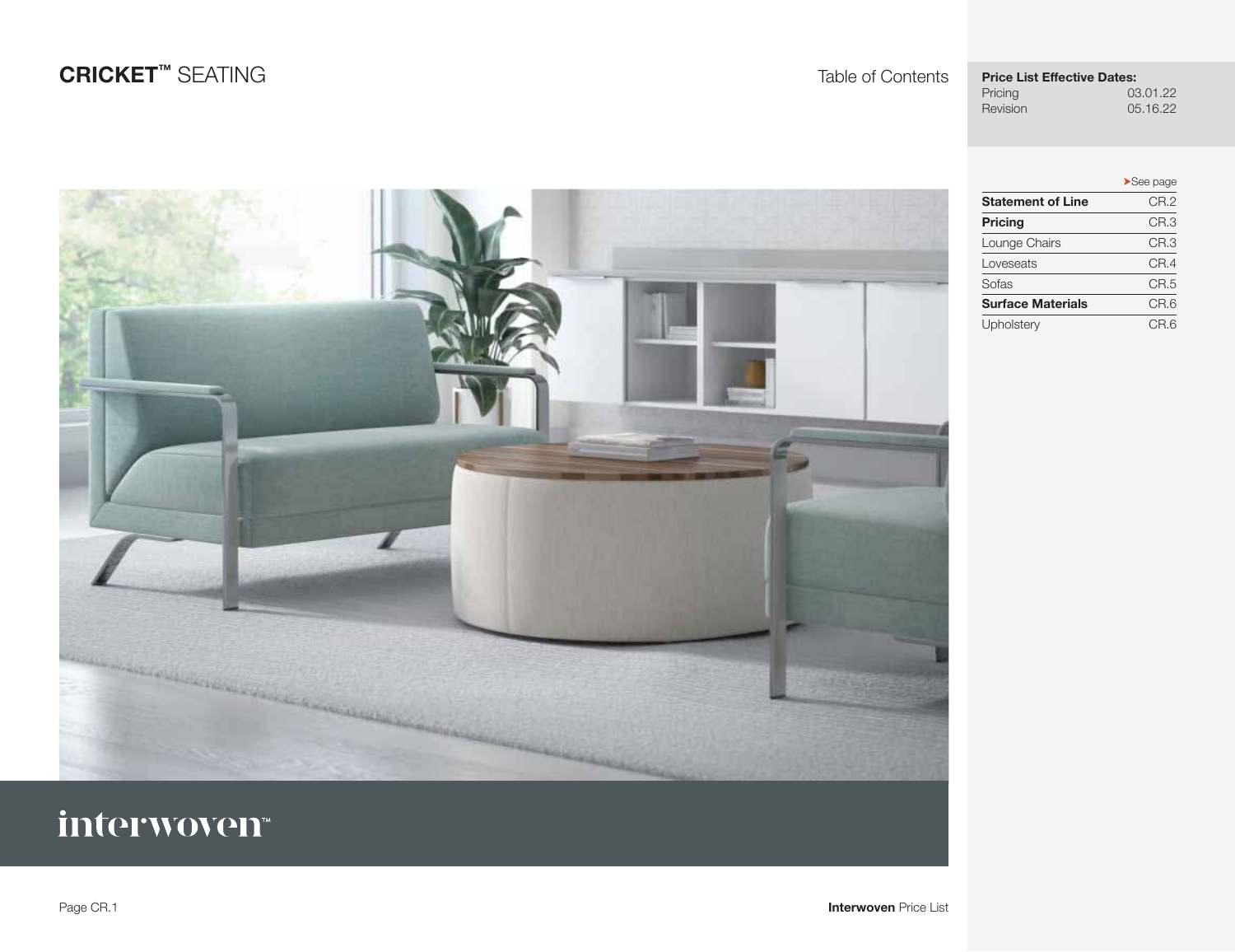# CRICKET™ SEATING

Table of Contents

**Price List Effective Dates:**

| | |
|---|---|
| Pricing | 03.01.22 |
| Revision | 05.16.22 |

| | ➤See page |
|---|---|
| **Statement of Line** | CR.2 |
| **Pricing** | CR.3 |
| Lounge Chairs | CR.3 |
| Loveseats | CR.4 |
| Sofas | CR.5 |
| **Surface Materials** | CR.6 |
| Upholstery | CR.6 |

interwoven™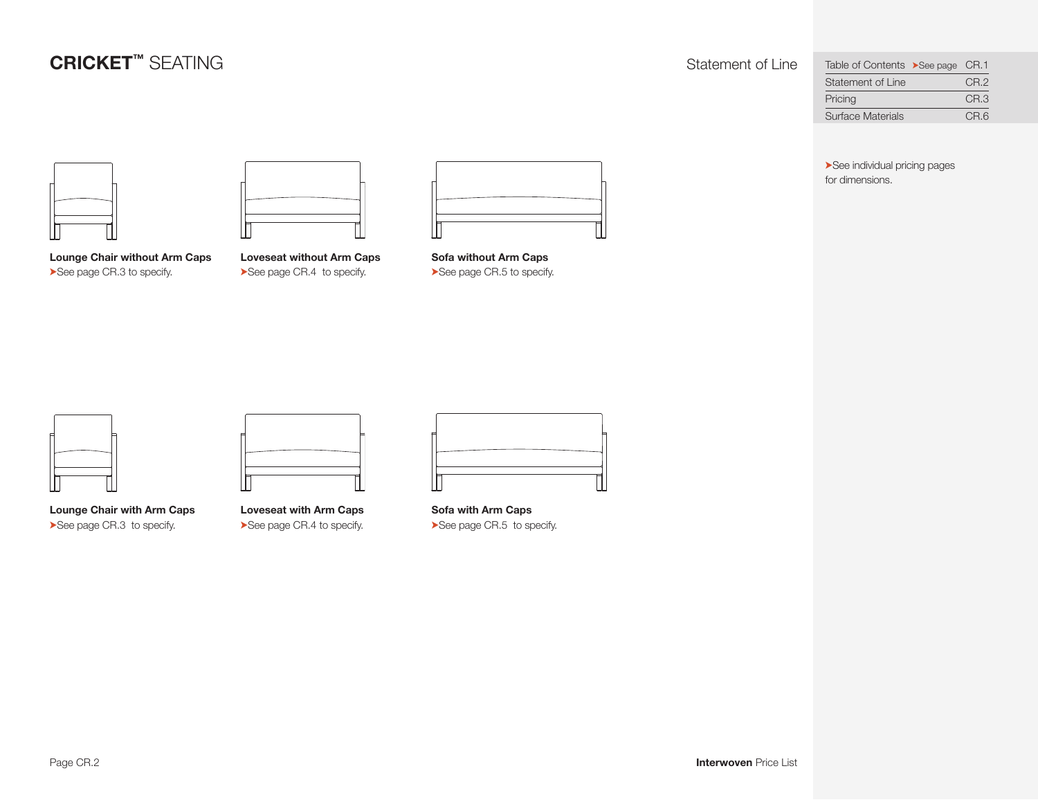# CRICKET™ SEATING

## Statement of Line

| Table of Contents ➤See page | CR.1 |
|---|---|
| Statement of Line | CR.2 |
| Pricing | CR.3 |
| Surface Materials | CR.6 |

➤See individual pricing pages for dimensions.

**Lounge Chair without Arm Caps**
➤See page CR.3 to specify.

**Loveseat without Arm Caps**
➤See page CR.4 to specify.

**Sofa without Arm Caps**
➤See page CR.5 to specify.

**Lounge Chair with Arm Caps**
➤See page CR.3 to specify.

**Loveseat with Arm Caps**
➤See page CR.4 to specify.

**Sofa with Arm Caps**
➤See page CR.5 to specify.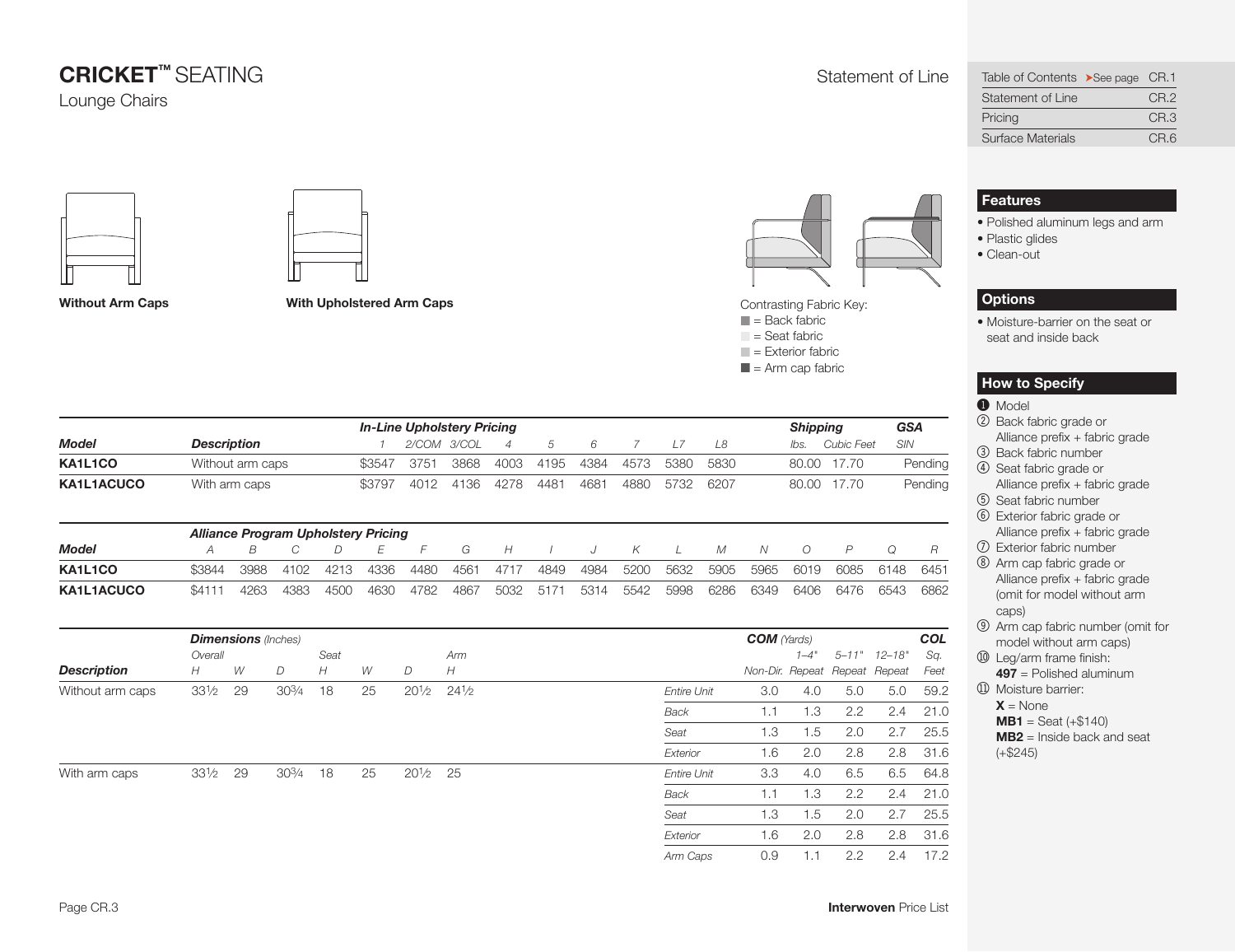# CRICKET™ SEATING

Lounge Chairs

Statement of Line

| Table of Contents ➤See page | CR.1 |
|---|---|
| Statement of Line | CR.2 |
| Pricing | CR.3 |
| Surface Materials | CR.6 |

**Without Arm Caps**

**With Upholstered Arm Caps**

Contrasting Fabric Key:
- ■ = Back fabric
- ■ = Seat fabric
- ■ = Exterior fabric
- ■ = Arm cap fabric

## Features

- Polished aluminum legs and arm
- Plastic glides
- Clean-out

## Options

- Moisture-barrier on the seat or seat and inside back

## How to Specify

1. Model
2. Back fabric grade or Alliance prefix + fabric grade
3. Back fabric number
4. Seat fabric grade or Alliance prefix + fabric grade
5. Seat fabric number
6. Exterior fabric grade or Alliance prefix + fabric grade
7. Exterior fabric number
8. Arm cap fabric grade or Alliance prefix + fabric grade (omit for model without arm caps)
9. Arm cap fabric number (omit for model without arm caps)
10. Leg/arm frame finish:
    **497** = Polished aluminum
11. Moisture barrier:
    **X** = None
    **MB1** = Seat (+$140)
    **MB2** = Inside back and seat (+$245)

| | | *In-Line Upholstery Pricing* | | | | | | | | | *Shipping* | | *GSA* |
|---|---|---|---|---|---|---|---|---|---|---|---|---|---|
| **Model** | **Description** | *1* | *2/COM* | *3/COL* | *4* | *5* | *6* | *7* | *L7* | *L8* | *lbs.* | *Cubic Feet* | *SIN* |
| **KA1L1CO** | Without arm caps | $3547 | 3751 | 3868 | 4003 | 4195 | 4384 | 4573 | 5380 | 5830 | 80.00 | 17.70 | Pending |
| **KA1L1ACUCO** | With arm caps | $3797 | 4012 | 4136 | 4278 | 4481 | 4681 | 4880 | 5732 | 6207 | 80.00 | 17.70 | Pending |

| | *Alliance Program Upholstery Pricing* | | | | | | | | | | | | | | | | | |
|---|---|---|---|---|---|---|---|---|---|---|---|---|---|---|---|---|---|---|
| **Model** | *A* | *B* | *C* | *D* | *E* | *F* | *G* | *H* | *I* | *J* | *K* | *L* | *M* | *N* | *O* | *P* | *Q* | *R* |
| **KA1L1CO** | $3844 | 3988 | 4102 | 4213 | 4336 | 4480 | 4561 | 4717 | 4849 | 4984 | 5200 | 5632 | 5905 | 5965 | 6019 | 6085 | 6148 | 6451 |
| **KA1L1ACUCO** | $4111 | 4263 | 4383 | 4500 | 4630 | 4782 | 4867 | 5032 | 5171 | 5314 | 5542 | 5998 | 6286 | 6349 | 6406 | 6476 | 6543 | 6862 |

| | ***Dimensions*** *(Inches)* | | | | | | | | ***COM*** *(Yards)* | | | | ***COL*** |
|---|---|---|---|---|---|---|---|---|---|---|---|---|---|
| | *Overall* | | | *Seat* | | | *Arm* | | | *1–4"* | *5–11"* | *12–18"* | *Sq.* |
| **Description** | *H* | *W* | *D* | *H* | *W* | *D* | *H* | | *Non-Dir.* | *Repeat* | *Repeat* | *Repeat* | *Feet* |
| Without arm caps | 33½ | 29 | 30¾ | 18 | 25 | 20½ | 24½ | *Entire Unit* | 3.0 | 4.0 | 5.0 | 5.0 | 59.2 |
| | | | | | | | | *Back* | 1.1 | 1.3 | 2.2 | 2.4 | 21.0 |
| | | | | | | | | *Seat* | 1.3 | 1.5 | 2.0 | 2.7 | 25.5 |
| | | | | | | | | *Exterior* | 1.6 | 2.0 | 2.8 | 2.8 | 31.6 |
| With arm caps | 33½ | 29 | 30¾ | 18 | 25 | 20½ | 25 | *Entire Unit* | 3.3 | 4.0 | 6.5 | 6.5 | 64.8 |
| | | | | | | | | *Back* | 1.1 | 1.3 | 2.2 | 2.4 | 21.0 |
| | | | | | | | | *Seat* | 1.3 | 1.5 | 2.0 | 2.7 | 25.5 |
| | | | | | | | | *Exterior* | 1.6 | 2.0 | 2.8 | 2.8 | 31.6 |
| | | | | | | | | *Arm Caps* | 0.9 | 1.1 | 2.2 | 2.4 | 17.2 |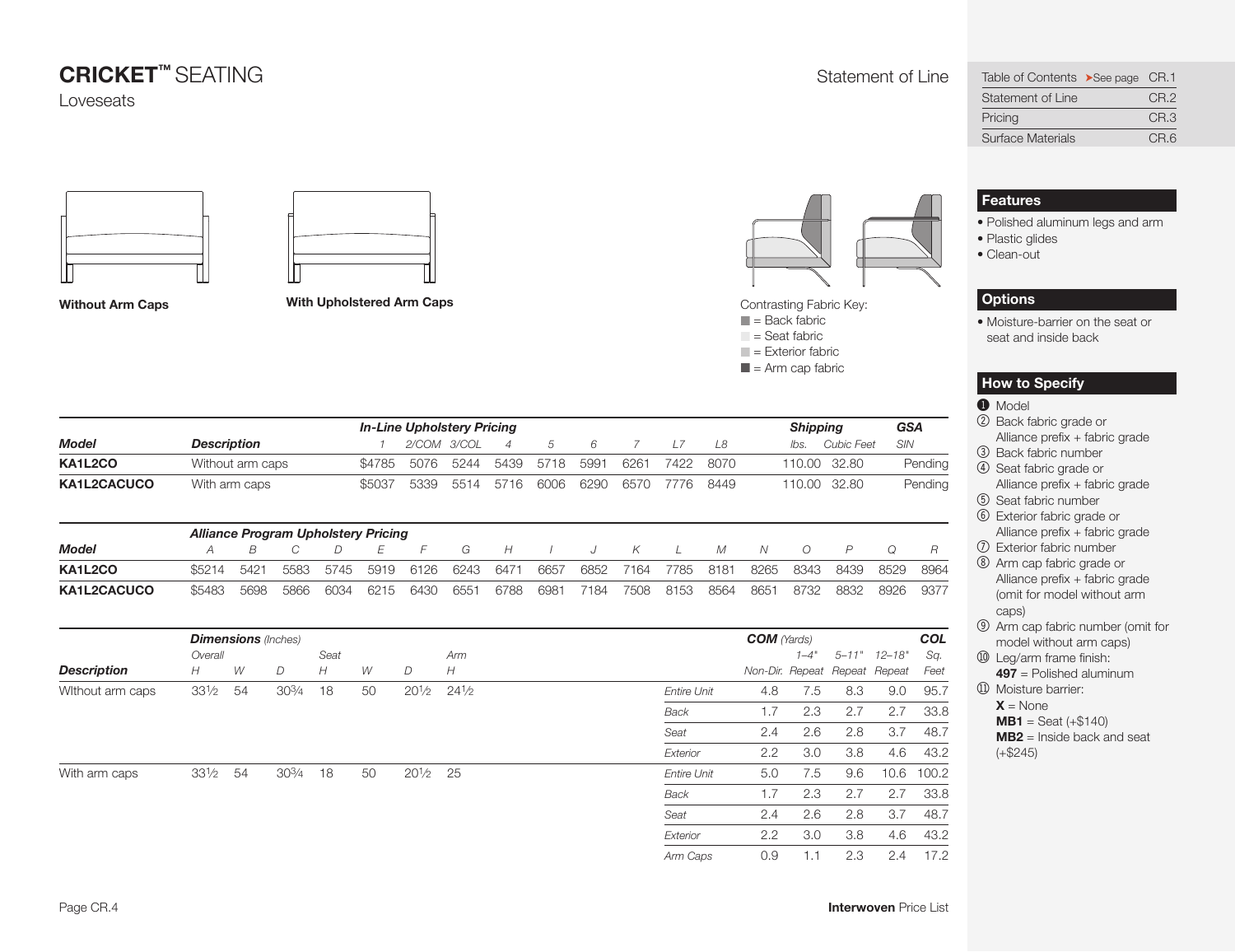# CRICKET™ SEATING

Loveseats

Statement of Line

| | |
|---|---|
| Table of Contents ➤See page | CR.1 |
| Statement of Line | CR.2 |
| Pricing | CR.3 |
| Surface Materials | CR.6 |

**Without Arm Caps**

**With Upholstered Arm Caps**

Contrasting Fabric Key:
- ■ = Back fabric
- ■ = Seat fabric
- ■ = Exterior fabric
- ■ = Arm cap fabric

| Model | Description | *In-Line Upholstery Pricing* 1 | 2/COM | 3/COL | 4 | 5 | 6 | 7 | L7 | L8 | *Shipping* lbs. | Cubic Feet | *GSA* SIN |
|---|---|---|---|---|---|---|---|---|---|---|---|---|---|
| **KA1L2CO** | Without arm caps | $4785 | 5076 | 5244 | 5439 | 5718 | 5991 | 6261 | 7422 | 8070 | 110.00 | 32.80 | Pending |
| **KA1L2CACUCO** | With arm caps | $5037 | 5339 | 5514 | 5716 | 6006 | 6290 | 6570 | 7776 | 8449 | 110.00 | 32.80 | Pending |

| Model | *Alliance Program Upholstery Pricing* A | B | C | D | E | F | G | H | I | J | K | L | M | N | O | P | Q | R |
|---|---|---|---|---|---|---|---|---|---|---|---|---|---|---|---|---|---|---|
| **KA1L2CO** | $5214 | 5421 | 5583 | 5745 | 5919 | 6126 | 6243 | 6471 | 6657 | 6852 | 7164 | 7785 | 8181 | 8265 | 8343 | 8439 | 8529 | 8964 |
| **KA1L2CACUCO** | $5483 | 5698 | 5866 | 6034 | 6215 | 6430 | 6551 | 6788 | 6981 | 7184 | 7508 | 8153 | 8564 | 8651 | 8732 | 8832 | 8926 | 9377 |

| Description | *Dimensions (Inches)* Overall H | W | D | Seat H | W | D | Arm H | | *COM (Yards)* Non-Dir. | 1–4" Repeat | 5–11" Repeat | 12–18" Repeat | *COL* Sq. Feet |
|---|---|---|---|---|---|---|---|---|---|---|---|---|---|
| WIthout arm caps | 33½ | 54 | 30¾ | 18 | 50 | 20½ | 24½ | *Entire Unit* | 4.8 | 7.5 | 8.3 | 9.0 | 95.7 |
| | | | | | | | | *Back* | 1.7 | 2.3 | 2.7 | 2.7 | 33.8 |
| | | | | | | | | *Seat* | 2.4 | 2.6 | 2.8 | 3.7 | 48.7 |
| | | | | | | | | *Exterior* | 2.2 | 3.0 | 3.8 | 4.6 | 43.2 |
| With arm caps | 33½ | 54 | 30¾ | 18 | 50 | 20½ | 25 | *Entire Unit* | 5.0 | 7.5 | 9.6 | 10.6 | 100.2 |
| | | | | | | | | *Back* | 1.7 | 2.3 | 2.7 | 2.7 | 33.8 |
| | | | | | | | | *Seat* | 2.4 | 2.6 | 2.8 | 3.7 | 48.7 |
| | | | | | | | | *Exterior* | 2.2 | 3.0 | 3.8 | 4.6 | 43.2 |
| | | | | | | | | *Arm Caps* | 0.9 | 1.1 | 2.3 | 2.4 | 17.2 |

## Features

- Polished aluminum legs and arm
- Plastic glides
- Clean-out

## Options

- Moisture-barrier on the seat or seat and inside back

## How to Specify

1. Model
2. Back fabric grade or Alliance prefix + fabric grade
3. Back fabric number
4. Seat fabric grade or Alliance prefix + fabric grade
5. Seat fabric number
6. Exterior fabric grade or Alliance prefix + fabric grade
7. Exterior fabric number
8. Arm cap fabric grade or Alliance prefix + fabric grade (omit for model without arm caps)
9. Arm cap fabric number (omit for model without arm caps)
10. Leg/arm frame finish:
    **497** = Polished aluminum
11. Moisture barrier:
    **X** = None
    **MB1** = Seat (+$140)
    **MB2** = Inside back and seat (+$245)

**Interwoven** Price List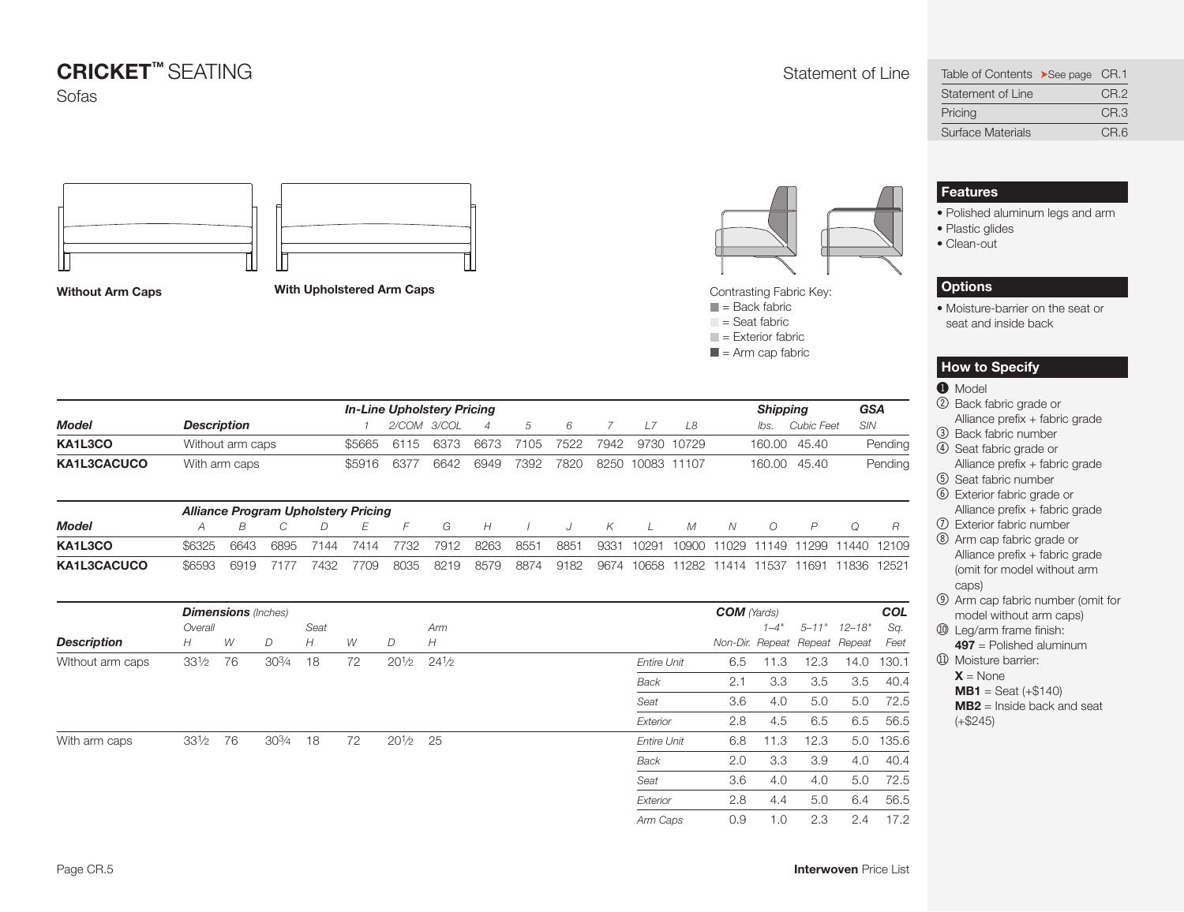# CRICKET™ SEATING

Sofas

Statement of Line

| Table of Contents | ➤See page CR.1 |
|---|---|
| Statement of Line | CR.2 |
| Pricing | CR.3 |
| Surface Materials | CR.6 |

**Without Arm Caps**

**With Upholstered Arm Caps**

Contrasting Fabric Key:
- = Back fabric
- = Seat fabric
- = Exterior fabric
- = Arm cap fabric

## Features

- Polished aluminum legs and arm
- Plastic glides
- Clean-out

## Options

- Moisture-barrier on the seat or seat and inside back

## How to Specify

1. Model
2. Back fabric grade or Alliance prefix + fabric grade
3. Back fabric number
4. Seat fabric grade or Alliance prefix + fabric grade
5. Seat fabric number
6. Exterior fabric grade or Alliance prefix + fabric grade
7. Exterior fabric number
8. Arm cap fabric grade or Alliance prefix + fabric grade (omit for model without arm caps)
9. Arm cap fabric number (omit for model without arm caps)
10. Leg/arm frame finish:
    **497** = Polished aluminum
11. Moisture barrier:
    **X** = None
    **MB1** = Seat (+$140)
    **MB2** = Inside back and seat (+$245)

| | | *In-Line Upholstery Pricing* | | | | | | | | | | *Shipping* | | *GSA* |
|---|---|---|---|---|---|---|---|---|---|---|---|---|---|---|
| ***Model*** | ***Description*** | *1* | *2/COM* | *3/COL* | *4* | *5* | *6* | *7* | *L7* | *L8* | | *lbs.* | *Cubic Feet* | *SIN* |
| **KA1L3CO** | Without arm caps | $5665 | 6115 | 6373 | 6673 | 7105 | 7522 | 7942 | 9730 | 10729 | | 160.00 | 45.40 | Pending |
| **KA1L3CACUCO** | With arm caps | $5916 | 6377 | 6642 | 6949 | 7392 | 7820 | 8250 | 10083 | 11107 | | 160.00 | 45.40 | Pending |

| | *Alliance Program Upholstery Pricing* | | | | | | | | | | | | | | | | |
|---|---|---|---|---|---|---|---|---|---|---|---|---|---|---|---|---|---|
| ***Model*** | *A* | *B* | *C* | *D* | *E* | *F* | *G* | *H* | *I* | *J* | *K* | *L* | *M* | *N* | *O* | *P* | *Q* | *R* |
| **KA1L3CO** | $6325 | 6643 | 6895 | 7144 | 7414 | 7732 | 7912 | 8263 | 8551 | 8851 | 9331 | 10291 | 10900 | 11029 | 11149 | 11299 | 11440 | 12109 |
| **KA1L3CACUCO** | $6593 | 6919 | 7177 | 7432 | 7709 | 8035 | 8219 | 8579 | 8874 | 9182 | 9674 | 10658 | 11282 | 11414 | 11537 | 11691 | 11836 | 12521 |

| | ***Dimensions*** *(Inches)* | | | | | | | | ***COM*** *(Yards)* | | | | ***COL*** |
|---|---|---|---|---|---|---|---|---|---|---|---|---|---|
| | *Overall* | | | *Seat* | | | *Arm* | | | *1–4"* | *5–11"* | *12–18"* | *Sq.* |
| ***Description*** | *H* | *W* | *D* | *H* | *W* | *D* | *H* | | *Non-Dir.* | *Repeat* | *Repeat* | *Repeat* | *Feet* |
| WIthout arm caps | 33½ | 76 | 30¾ | 18 | 72 | 20½ | 24½ | *Entire Unit* | 6.5 | 11.3 | 12.3 | 14.0 | 130.1 |
| | | | | | | | | *Back* | 2.1 | 3.3 | 3.5 | 3.5 | 40.4 |
| | | | | | | | | *Seat* | 3.6 | 4.0 | 5.0 | 5.0 | 72.5 |
| | | | | | | | | *Exterior* | 2.8 | 4.5 | 6.5 | 6.5 | 56.5 |
| With arm caps | 33½ | 76 | 30¾ | 18 | 72 | 20½ | 25 | *Entire Unit* | 6.8 | 11.3 | 12.3 | 5.0 | 135.6 |
| | | | | | | | | *Back* | 2.0 | 3.3 | 3.9 | 4.0 | 40.4 |
| | | | | | | | | *Seat* | 3.6 | 4.0 | 4.0 | 5.0 | 72.5 |
| | | | | | | | | *Exterior* | 2.8 | 4.4 | 5.0 | 6.4 | 56.5 |
| | | | | | | | | *Arm Caps* | 0.9 | 1.0 | 2.3 | 2.4 | 17.2 |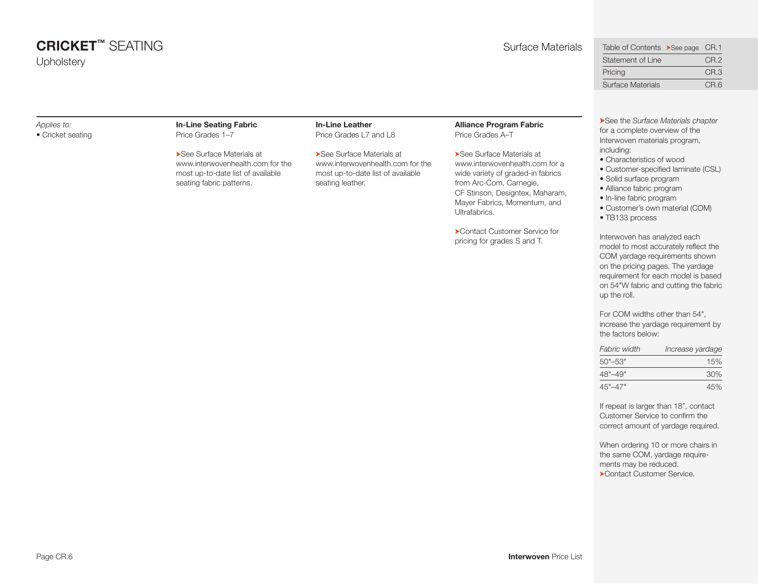# CRICKET™ SEATING

Upholstery

## Surface Materials

| | |
|---|---|
| Table of Contents ➤See page | CR.1 |
| Statement of Line | CR.2 |
| Pricing | CR.3 |
| Surface Materials | CR.6 |

*Applies to:*

- Cricket seating

**In-Line Seating Fabric**
Price Grades 1–7

➤See Surface Materials at www.interwovenhealth.com for the most up-to-date list of available seating fabric patterns.

**In-Line Leather**
Price Grades L7 and L8

➤See Surface Materials at www.interwovenhealth.com for the most up-to-date list of available seating leather.

**Alliance Program Fabric**
Price Grades A–T

➤See Surface Materials at www.interwovenhealth.com for a wide variety of graded-in fabrics from Arc-Com, Carnegie, CF Stinson, Designtex, Maharam, Mayer Fabrics, Momentum, and Ultrafabrics.

➤Contact Customer Service for pricing for grades S and T.

➤See the *Surface Materials chapter* for a complete overview of the Interwoven materials program, including:

- Characteristics of wood
- Customer-specified laminate (CSL)
- Solid surface program
- Alliance fabric program
- In-line fabric program
- Customer's own material (COM)
- TB133 process

Interwoven has analyzed each model to most accurately reflect the COM yardage requirements shown on the pricing pages. The yardage requirement for each model is based on 54"W fabric and cutting the fabric up the roll.

For COM widths other than 54", increase the yardage requirement by the factors below:

| *Fabric width* | *Increase yardage* |
|---|---|
| 50"–53" | 15% |
| 48"–49" | 30% |
| 45"–47" | 45% |

If repeat is larger than 18", contact Customer Service to confirm the correct amount of yardage required.

When ordering 10 or more chairs in the same COM, yardage requirements may be reduced.
➤Contact Customer Service.